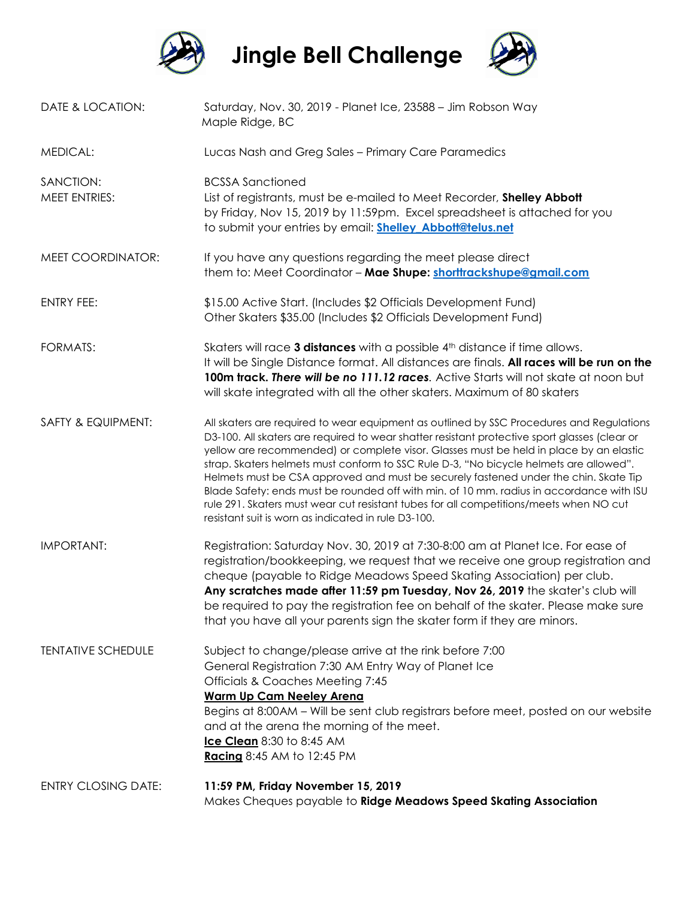# Jingle Bell Challenge

| | |
|---|---|
| DATE & LOCATION: | Saturday, Nov. 30, 2019 - Planet Ice, 23588 – Jim Robson Way Maple Ridge, BC |
| MEDICAL: | Lucas Nash and Greg Sales – Primary Care Paramedics |
| SANCTION: | BCSSA Sanctioned |
| MEET ENTRIES: | List of registrants, must be e-mailed to Meet Recorder, **Shelley Abbott** by Friday, Nov 15, 2019 by 11:59pm. Excel spreadsheet is attached for you to submit your entries by email: **[Shelley_Abbott@telus.net](mailto:Shelley_Abbott@telus.net)** |
| MEET COORDINATOR: | If you have any questions regarding the meet please direct them to: Meet Coordinator – **Mae Shupe: [shorttrackshupe@gmail.com](mailto:shorttrackshupe@gmail.com)** |
| ENTRY FEE: | $15.00 Active Start. (Includes $2 Officials Development Fund)<br>Other Skaters $35.00 (Includes $2 Officials Development Fund) |
| FORMATS: | Skaters will race **3 distances** with a possible 4th distance if time allows. It will be Single Distance format. All distances are finals. **All races will be run on the 100m track.** ***There will be no 111.12 races.*** Active Starts will not skate at noon but will skate integrated with all the other skaters. Maximum of 80 skaters |
| SAFTY & EQUIPMENT: | All skaters are required to wear equipment as outlined by SSC Procedures and Regulations D3-100. All skaters are required to wear shatter resistant protective sport glasses (clear or yellow are recommended) or complete visor. Glasses must be held in place by an elastic strap. Skaters helmets must conform to SSC Rule D-3, "No bicycle helmets are allowed". Helmets must be CSA approved and must be securely fastened under the chin. Skate Tip Blade Safety: ends must be rounded off with min. of 10 mm. radius in accordance with ISU rule 291. Skaters must wear cut resistant tubes for all competitions/meets when NO cut resistant suit is worn as indicated in rule D3-100. |
| IMPORTANT: | Registration: Saturday Nov. 30, 2019 at 7:30-8:00 am at Planet Ice. For ease of registration/bookkeeping, we request that we receive one group registration and cheque (payable to Ridge Meadows Speed Skating Association) per club. **Any scratches made after 11:59 pm Tuesday, Nov 26, 2019** the skater's club will be required to pay the registration fee on behalf of the skater. Please make sure that you have all your parents sign the skater form if they are minors. |
| TENTATIVE SCHEDULE | Subject to change/please arrive at the rink before 7:00<br>General Registration 7:30 AM Entry Way of Planet Ice<br>Officials & Coaches Meeting 7:45<br>**Warm Up Cam Neeley Arena**<br>Begins at 8:00AM – Will be sent club registrars before meet, posted on our website and at the arena the morning of the meet.<br>**Ice Clean** 8:30 to 8:45 AM<br>**Racing** 8:45 AM to 12:45 PM |
| ENTRY CLOSING DATE: | **11:59 PM, Friday November 15, 2019**<br>Makes Cheques payable to **Ridge Meadows Speed Skating Association** |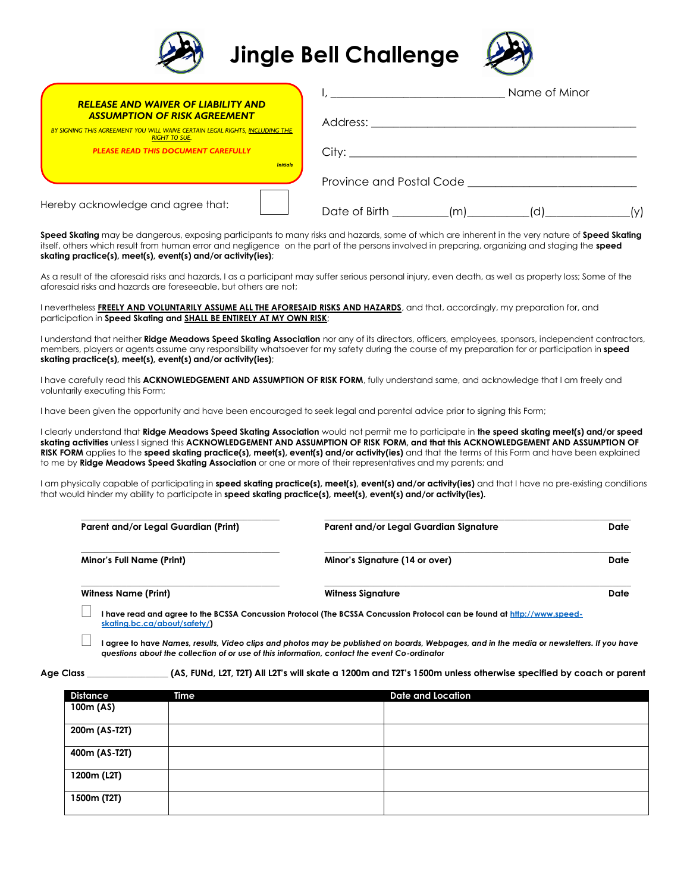# Jingle Bell Challenge

**_RELEASE AND WAIVER OF LIABILITY AND ASSUMPTION OF RISK AGREEMENT_**

_BY SIGNING THIS AGREEMENT YOU WILL WAIVE CERTAIN LEGAL RIGHTS, INCLUDING THE RIGHT TO SUE._

**_PLEASE READ THIS DOCUMENT CAREFULLY_**

**_Initials_**

I, ______________________________ Name of Minor

Address: ______________________________________________

City: _________________________________________________

Province and Postal Code ____________________________

Date of Birth _________(m)__________(d)______________(y)

Hereby acknowledge and agree that:

**Speed Skating** may be dangerous, exposing participants to many risks and hazards, some of which are inherent in the very nature of **Speed Skating** itself, others which result from human error and negligence on the part of the persons involved in preparing, organizing and staging the **speed skating practice(s), meet(s), event(s) and/or activity(ies)**;

As a result of the aforesaid risks and hazards, I as a participant may suffer serious personal injury, even death, as well as property loss; Some of the aforesaid risks and hazards are foreseeable, but others are not;

I nevertheless **FREELY AND VOLUNTARILY ASSUME ALL THE AFORESAID RISKS AND HAZARDS**, and that, accordingly, my preparation for, and participation in **Speed Skating** and **SHALL BE ENTIRELY AT MY OWN RISK**;

I understand that neither **Ridge Meadows Speed Skating Association** nor any of its directors, officers, employees, sponsors, independent contractors, members, players or agents assume any responsibility whatsoever for my safety during the course of my preparation for or participation in **speed skating practice(s), meet(s), event(s) and/or activity(ies)**;

I have carefully read this **ACKNOWLEDGEMENT AND ASSUMPTION OF RISK FORM**, fully understand same, and acknowledge that I am freely and voluntarily executing this Form;

I have been given the opportunity and have been encouraged to seek legal and parental advice prior to signing this Form;

I clearly understand that **Ridge Meadows Speed Skating Association** would not permit me to participate in **the speed skating meet(s) and/or speed skating activities** unless I signed this **ACKNOWLEDGEMENT AND ASSUMPTION OF RISK FORM, and that this ACKNOWLEDGEMENT AND ASSUMPTION OF RISK FORM** applies to the **speed skating practice(s), meet(s), event(s) and/or activity(ies)** and that the terms of this Form and have been explained to me by **Ridge Meadows Speed Skating Association** or one or more of their representatives and my parents; and

I am physically capable of participating in **speed skating practice(s), meet(s), event(s) and/or activity(ies)** and that I have no pre-existing conditions that would hinder my ability to participate in **speed skating practice(s), meet(s), event(s) and/or activity(ies).**

| | | |
|---|---|---|
| **Parent and/or Legal Guardian (Print)** | **Parent and/or Legal Guardian Signature** | **Date** |
| **Minor's Full Name (Print)** | **Minor's Signature (14 or over)** | **Date** |
| **Witness Name (Print)** | **Witness Signature** | **Date** |

☐ **I have read and agree to the BCSSA Concussion Protocol (The BCSSA Concussion Protocol can be found at http://www.speed-skating.bc.ca/about/safety/)**

☐ **_I agree to have Names, results, Video clips and photos may be published on boards, Webpages, and in the media or newsletters. If you have questions about the collection of or use of this information, contact the event Co-ordinator_**

**Age Class** ________________ **(AS, FUNd, L2T, T2T) All L2T's will skate a 1200m and T2T's 1500m unless otherwise specified by coach or parent**

| Distance | Time | Date and Location |
|---|---|---|
| 100m (AS) | | |
| 200m (AS-T2T) | | |
| 400m (AS-T2T) | | |
| 1200m (L2T) | | |
| 1500m (T2T) | | |